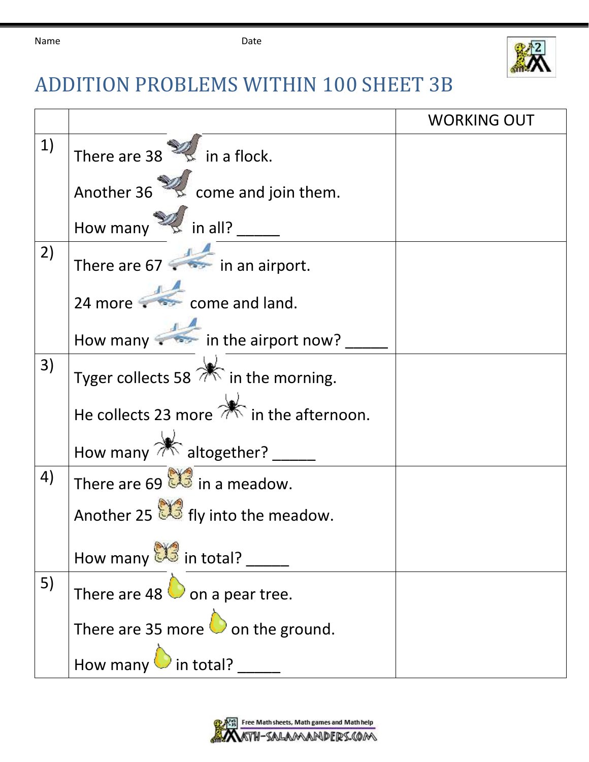Name Date

# ADDITION PROBLEMS WITHIN 100 SHEET 3B

| | | WORKING OUT |
|---|---|---|
| 1) | There are 38 in a flock.<br>Another 36 come and join them.<br>How many in all? _____ | |
| 2) | There are 67 in an airport.<br>24 more come and land.<br>How many in the airport now? _____ | |
| 3) | Tyger collects 58 in the morning.<br>He collects 23 more in the afternoon.<br>How many altogether? _____ | |
| 4) | There are 69 in a meadow.<br>Another 25 fly into the meadow.<br>How many in total? _____ | |
| 5) | There are 48 on a pear tree.<br>There are 35 more on the ground.<br>How many in total? _____ | |

Free Math sheets, Math games and Math help
MATH-SALAMANDERS.COM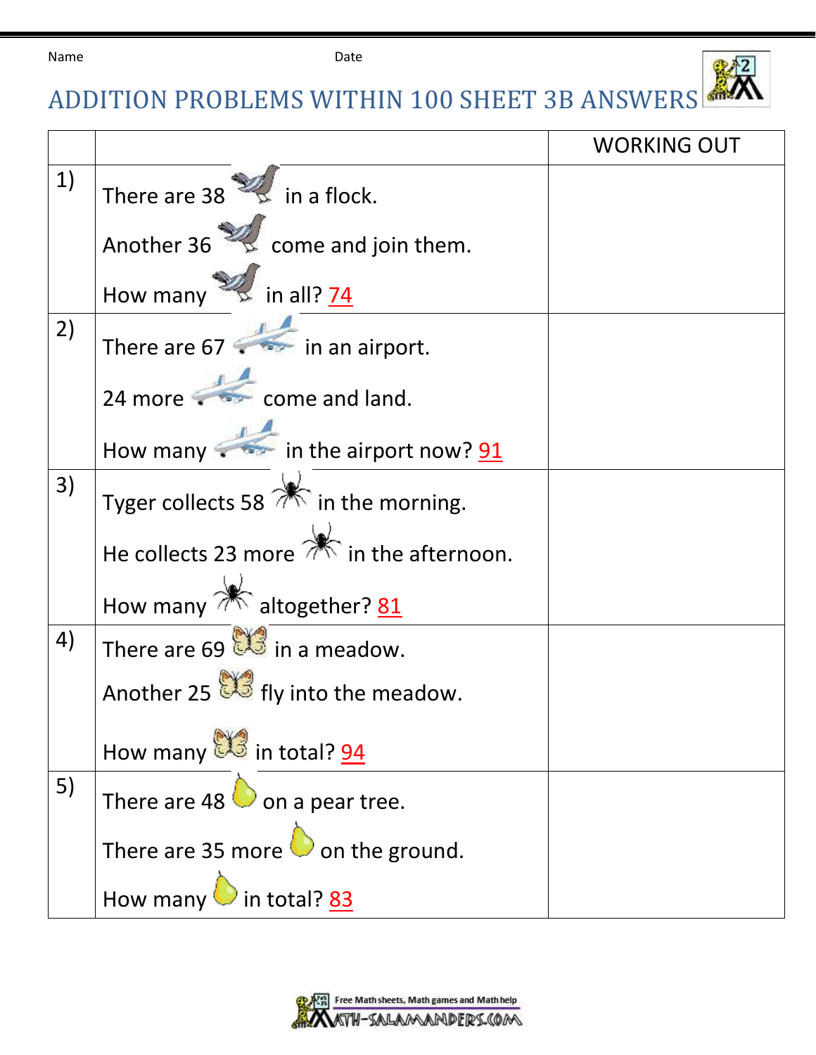Name Date

# ADDITION PROBLEMS WITHIN 100 SHEET 3B ANSWERS

| | | WORKING OUT |
|---|---|---|
| 1) | There are 38 in a flock.<br>Another 36 come and join them.<br>How many in all? 74 | |
| 2) | There are 67 in an airport.<br>24 more come and land.<br>How many in the airport now? 91 | |
| 3) | Tyger collects 58 in the morning.<br>He collects 23 more in the afternoon.<br>How many altogether? 81 | |
| 4) | There are 69 in a meadow.<br>Another 25 fly into the meadow.<br>How many in total? 94 | |
| 5) | There are 48 on a pear tree.<br>There are 35 more on the ground.<br>How many in total? 83 | |

Free Math sheets, Math games and Math help

MATH-SALAMANDERS.COM